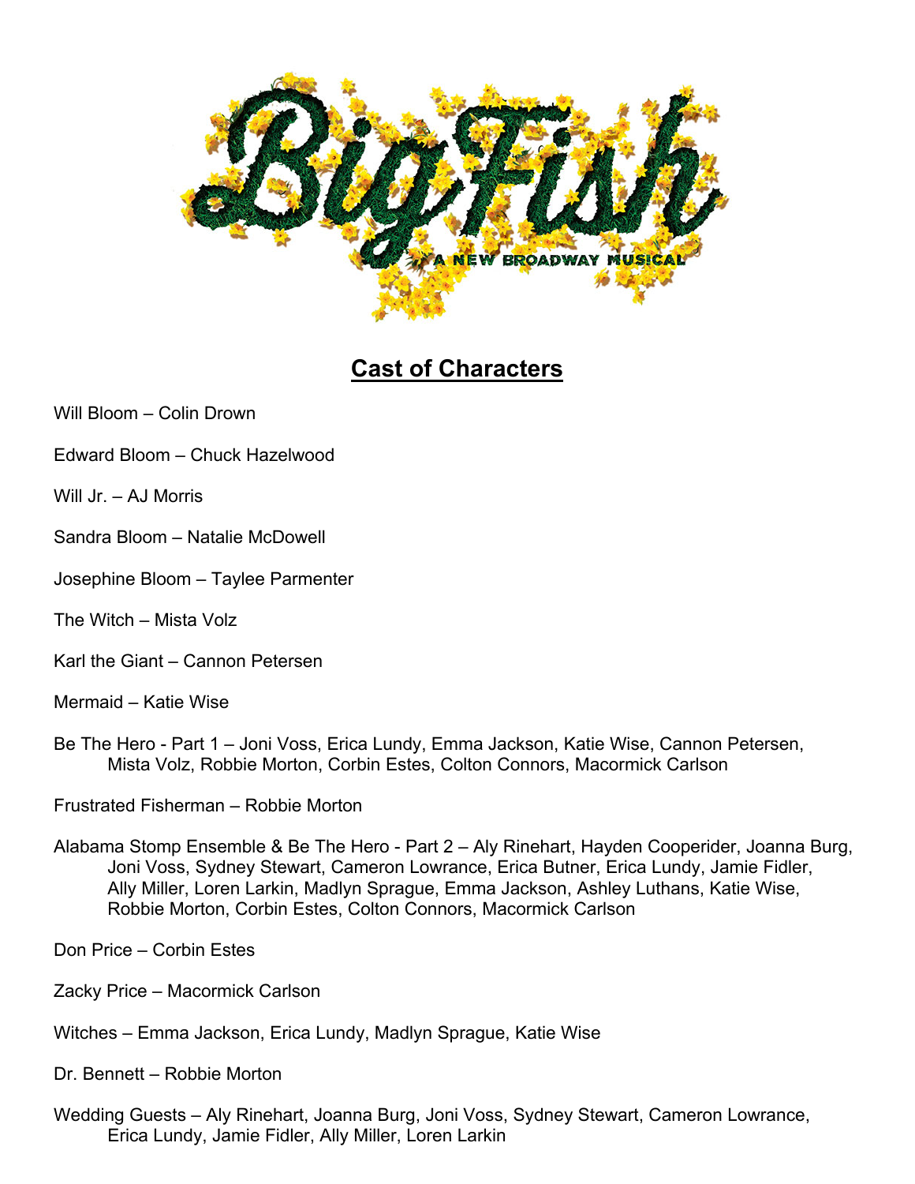# Big Fish

A NEW BROADWAY MUSICAL

## Cast of Characters

Will Bloom – Colin Drown

Edward Bloom – Chuck Hazelwood

Will Jr. – AJ Morris

Sandra Bloom – Natalie McDowell

Josephine Bloom – Taylee Parmenter

The Witch – Mista Volz

Karl the Giant – Cannon Petersen

Mermaid – Katie Wise

Be The Hero - Part 1 – Joni Voss, Erica Lundy, Emma Jackson, Katie Wise, Cannon Petersen, Mista Volz, Robbie Morton, Corbin Estes, Colton Connors, Macormick Carlson

Frustrated Fisherman – Robbie Morton

Alabama Stomp Ensemble & Be The Hero - Part 2 – Aly Rinehart, Hayden Cooperider, Joanna Burg, Joni Voss, Sydney Stewart, Cameron Lowrance, Erica Butner, Erica Lundy, Jamie Fidler, Ally Miller, Loren Larkin, Madlyn Sprague, Emma Jackson, Ashley Luthans, Katie Wise, Robbie Morton, Corbin Estes, Colton Connors, Macormick Carlson

Don Price – Corbin Estes

Zacky Price – Macormick Carlson

Witches – Emma Jackson, Erica Lundy, Madlyn Sprague, Katie Wise

Dr. Bennett – Robbie Morton

Wedding Guests – Aly Rinehart, Joanna Burg, Joni Voss, Sydney Stewart, Cameron Lowrance, Erica Lundy, Jamie Fidler, Ally Miller, Loren Larkin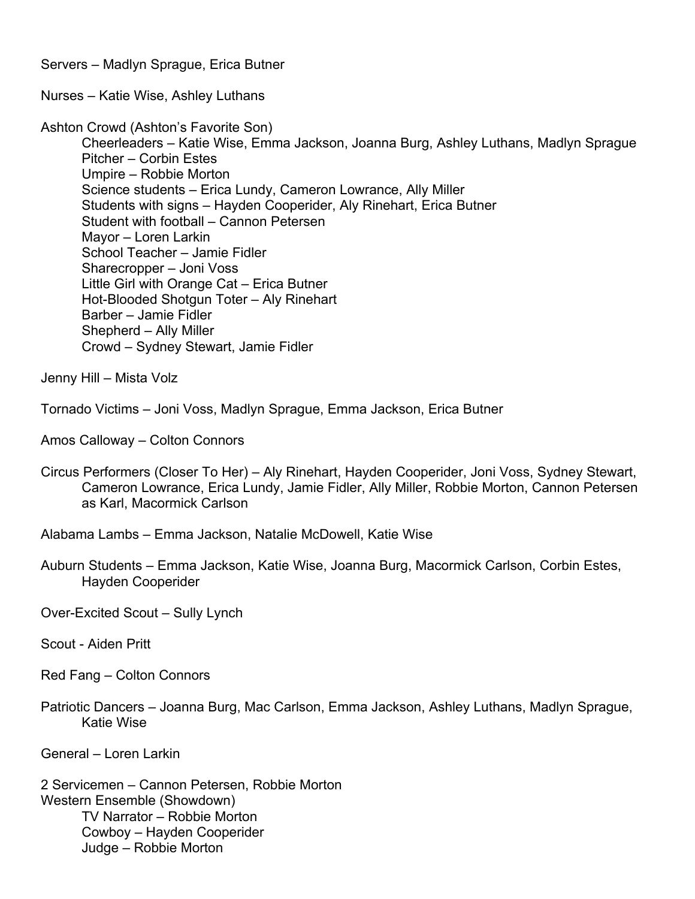Servers – Madlyn Sprague, Erica Butner

Nurses – Katie Wise, Ashley Luthans

Ashton Crowd (Ashton's Favorite Son)

- Cheerleaders – Katie Wise, Emma Jackson, Joanna Burg, Ashley Luthans, Madlyn Sprague
- Pitcher – Corbin Estes
- Umpire – Robbie Morton
- Science students – Erica Lundy, Cameron Lowrance, Ally Miller
- Students with signs – Hayden Cooperider, Aly Rinehart, Erica Butner
- Student with football – Cannon Petersen
- Mayor – Loren Larkin
- School Teacher – Jamie Fidler
- Sharecropper – Joni Voss
- Little Girl with Orange Cat – Erica Butner
- Hot-Blooded Shotgun Toter – Aly Rinehart
- Barber – Jamie Fidler
- Shepherd – Ally Miller
- Crowd – Sydney Stewart, Jamie Fidler

Jenny Hill – Mista Volz

Tornado Victims – Joni Voss, Madlyn Sprague, Emma Jackson, Erica Butner

Amos Calloway – Colton Connors

Circus Performers (Closer To Her) – Aly Rinehart, Hayden Cooperider, Joni Voss, Sydney Stewart, Cameron Lowrance, Erica Lundy, Jamie Fidler, Ally Miller, Robbie Morton, Cannon Petersen as Karl, Macormick Carlson

Alabama Lambs – Emma Jackson, Natalie McDowell, Katie Wise

Auburn Students – Emma Jackson, Katie Wise, Joanna Burg, Macormick Carlson, Corbin Estes, Hayden Cooperider

Over-Excited Scout – Sully Lynch

Scout - Aiden Pritt

Red Fang – Colton Connors

Patriotic Dancers – Joanna Burg, Mac Carlson, Emma Jackson, Ashley Luthans, Madlyn Sprague, Katie Wise

General – Loren Larkin

2 Servicemen – Cannon Petersen, Robbie Morton

Western Ensemble (Showdown)

- TV Narrator – Robbie Morton
- Cowboy – Hayden Cooperider
- Judge – Robbie Morton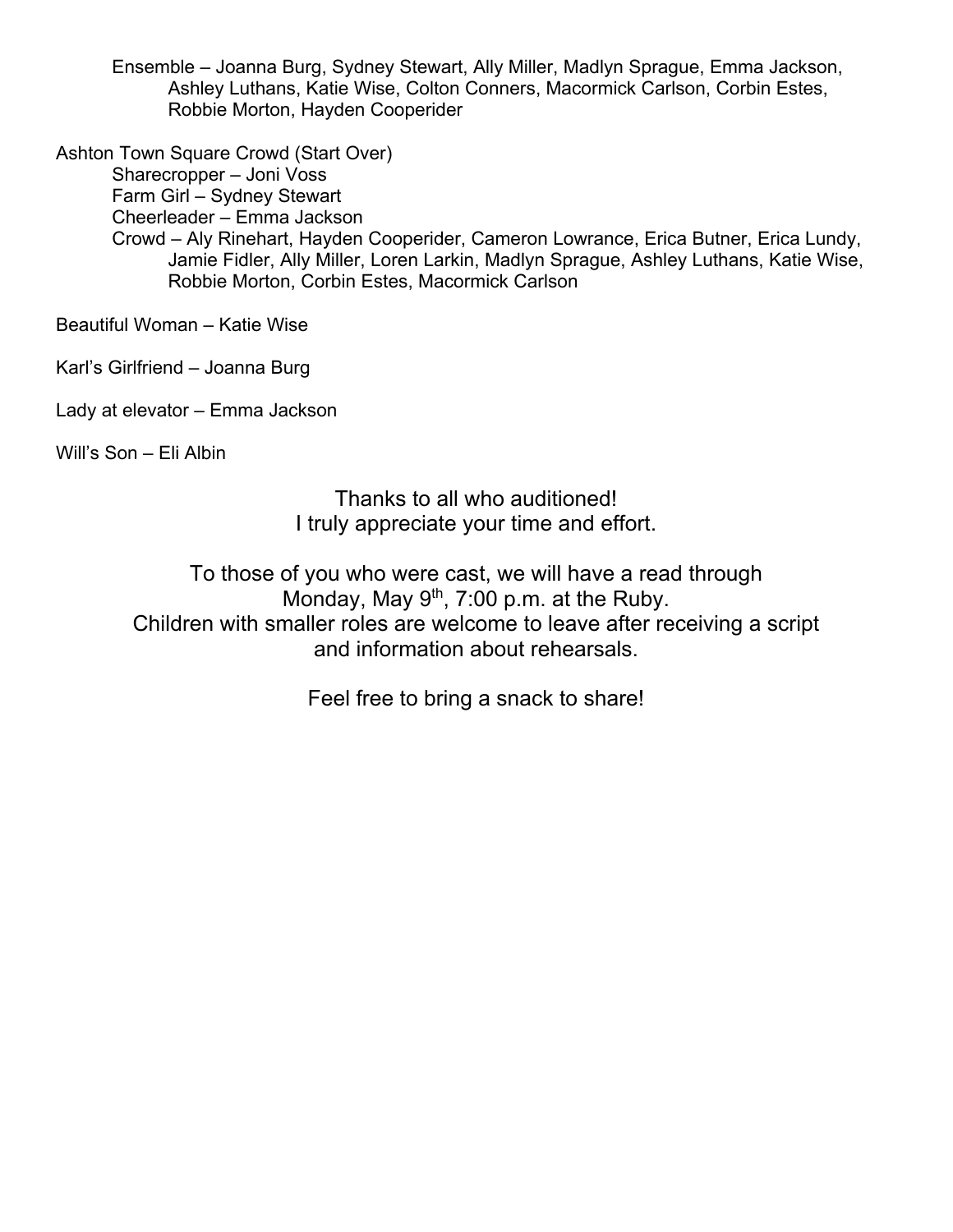Ensemble – Joanna Burg, Sydney Stewart, Ally Miller, Madlyn Sprague, Emma Jackson, Ashley Luthans, Katie Wise, Colton Conners, Macormick Carlson, Corbin Estes, Robbie Morton, Hayden Cooperider

Ashton Town Square Crowd (Start Over)

- Sharecropper – Joni Voss
- Farm Girl – Sydney Stewart
- Cheerleader – Emma Jackson
- Crowd – Aly Rinehart, Hayden Cooperider, Cameron Lowrance, Erica Butner, Erica Lundy, Jamie Fidler, Ally Miller, Loren Larkin, Madlyn Sprague, Ashley Luthans, Katie Wise, Robbie Morton, Corbin Estes, Macormick Carlson

Beautiful Woman – Katie Wise

Karl's Girlfriend – Joanna Burg

Lady at elevator – Emma Jackson

Will's Son – Eli Albin

Thanks to all who auditioned!
I truly appreciate your time and effort.

To those of you who were cast, we will have a read through Monday, May 9th, 7:00 p.m. at the Ruby.
Children with smaller roles are welcome to leave after receiving a script and information about rehearsals.

Feel free to bring a snack to share!